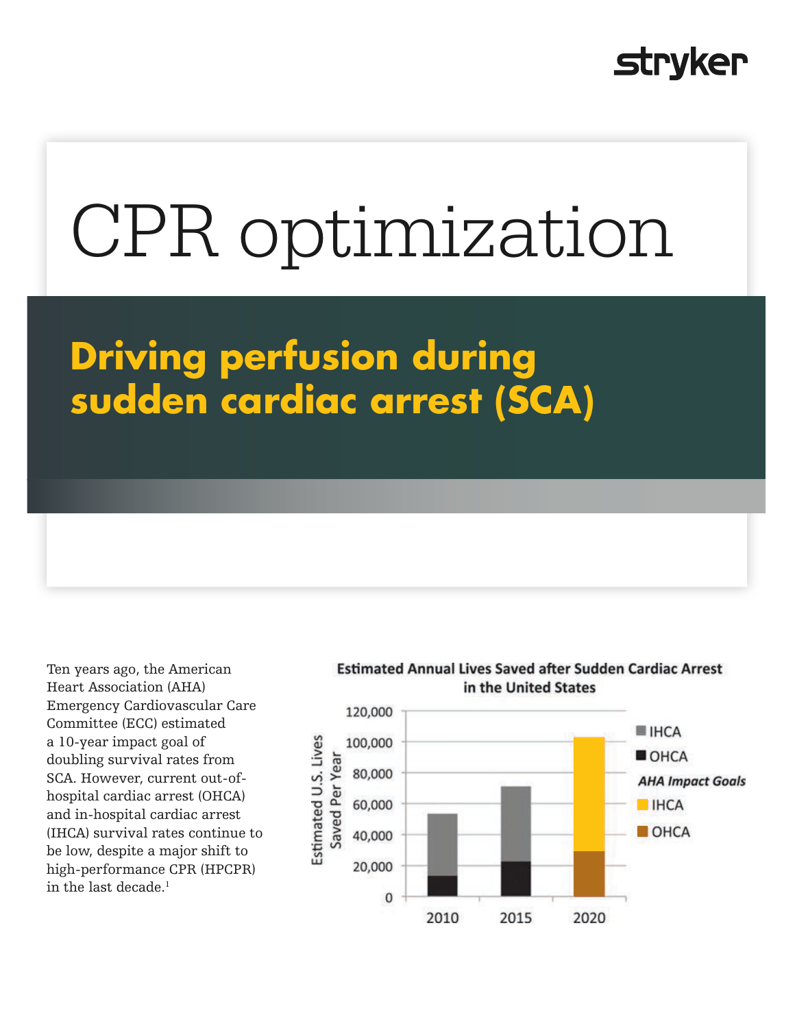# CPR optimization

## Driving perfusion during sudden cardiac arrest (SCA)

Ten years ago, the American Heart Association (AHA) Emergency Cardiovascular Care Committee (ECC) estimated a 10-year impact goal of doubling survival rates from SCA. However, current out-of-hospital cardiac arrest (OHCA) and in-hospital cardiac arrest (IHCA) survival rates continue to be low, despite a major shift to high-performance CPR (HPCPR) in the last decade.[1]

**Estimated Annual Lives Saved after Sudden Cardiac Arrest in the United States**

Estimated U.S. Lives Saved Per Year

120,000
100,000
80,000
60,000
40,000
20,000
0

2010 2015 2020

IHCA
OHCA
*AHA Impact Goals*
IHCA
OHCA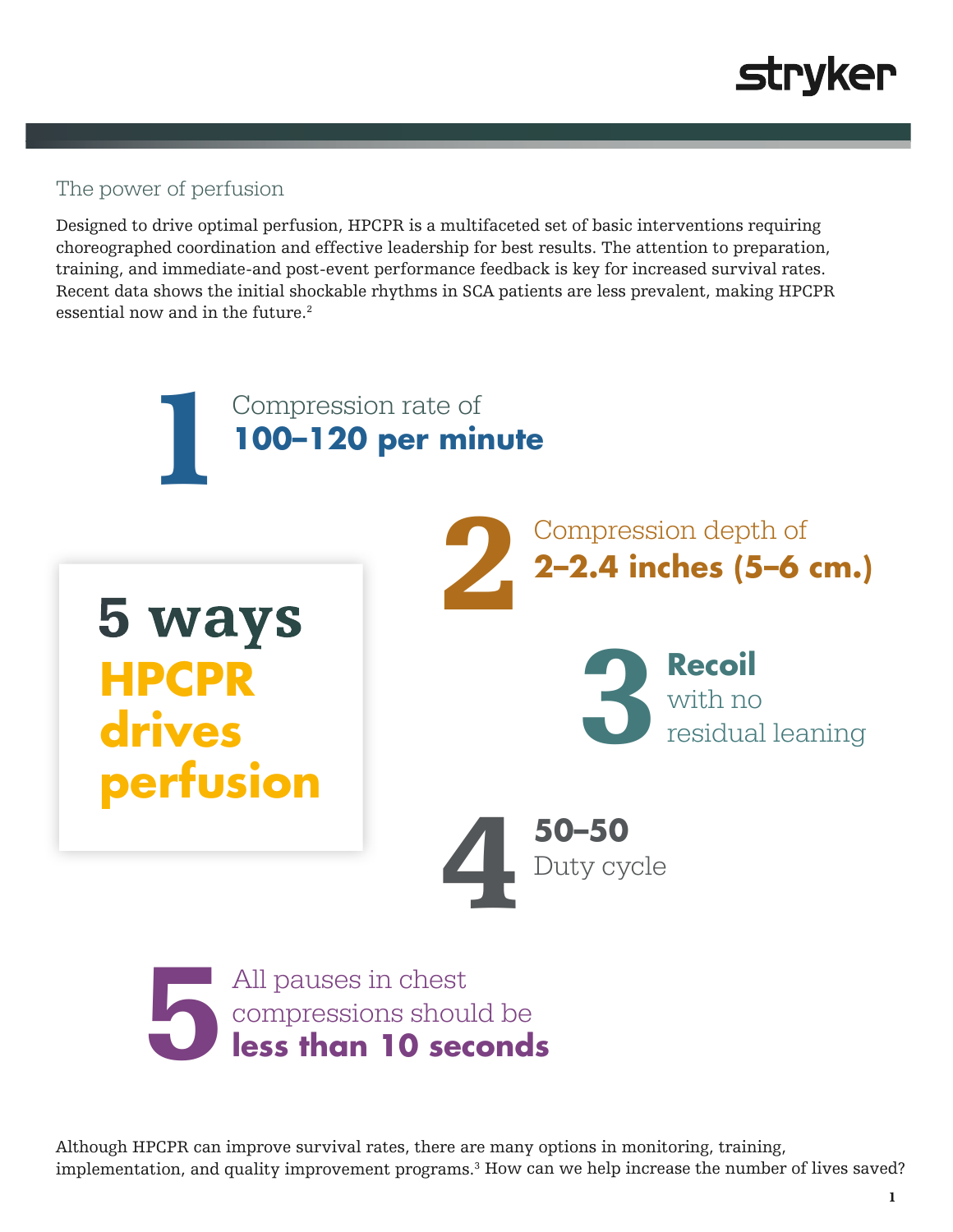## The power of perfusion

Designed to drive optimal perfusion, HPCPR is a multifaceted set of basic interventions requiring choreographed coordination and effective leadership for best results. The attention to preparation, training, and immediate-and post-event performance feedback is key for increased survival rates. Recent data shows the initial shockable rhythms in SCA patients are less prevalent, making HPCPR essential now and in the future.[2]

# 5 ways HPCPR drives perfusion

1. Compression rate of **100–120 per minute**
2. Compression depth of **2–2.4 inches (5–6 cm.)**
3. **Recoil** with no residual leaning
4. **50–50** Duty cycle
5. All pauses in chest compressions should be **less than 10 seconds**

Although HPCPR can improve survival rates, there are many options in monitoring, training, implementation, and quality improvement programs.[3] How can we help increase the number of lives saved?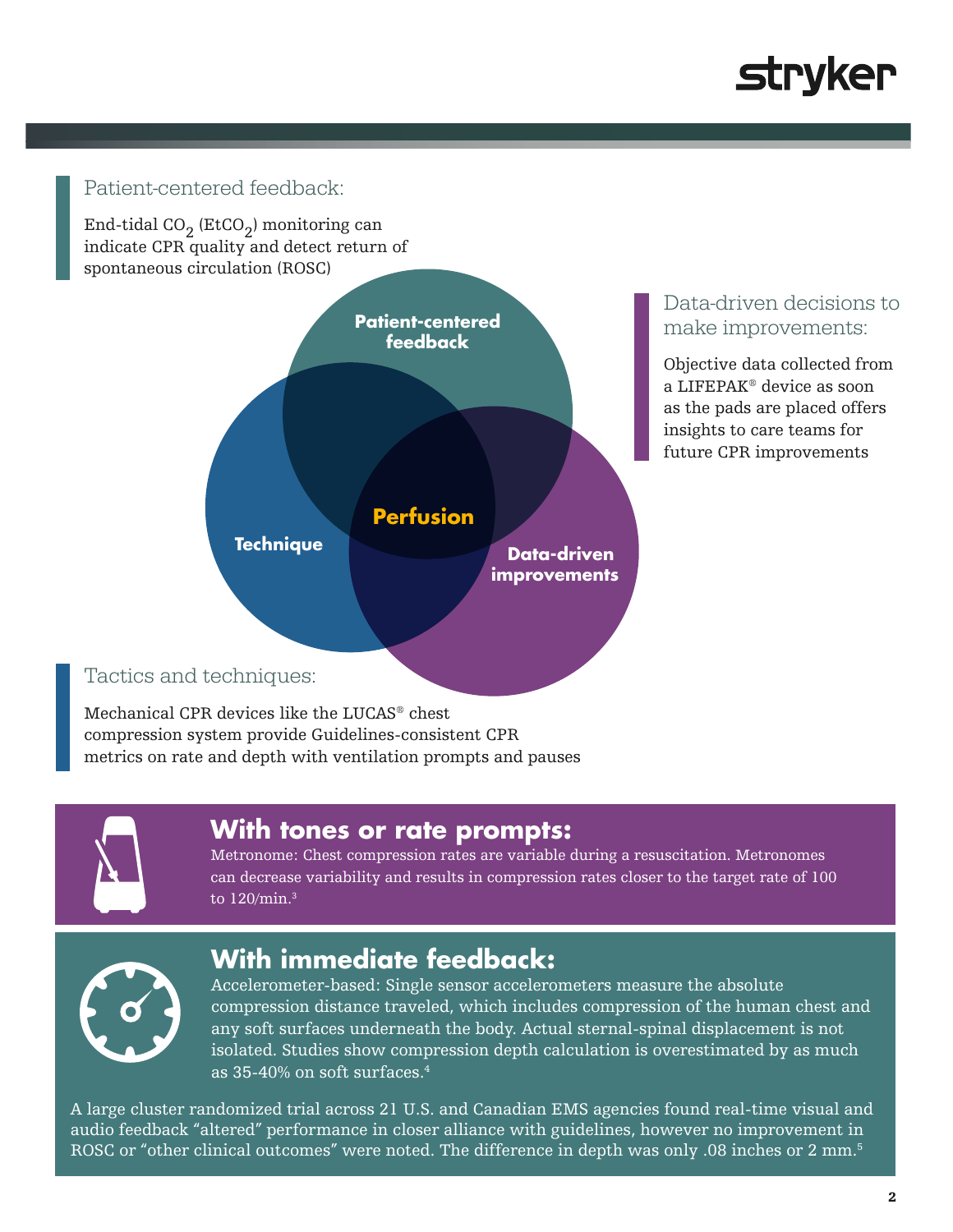## Patient-centered feedback:

End-tidal $CO_2$ ($EtCO_2$) monitoring can indicate CPR quality and detect return of spontaneous circulation (ROSC)

**Patient-centered feedback**

**Technique**

**Perfusion**

**Data-driven improvements**

## Data-driven decisions to make improvements:

Objective data collected from a LIFEPAK® device as soon as the pads are placed offers insights to care teams for future CPR improvements

## Tactics and techniques:

Mechanical CPR devices like the LUCAS® chest compression system provide Guidelines-consistent CPR metrics on rate and depth with ventilation prompts and pauses

## With tones or rate prompts:

Metronome: Chest compression rates are variable during a resuscitation. Metronomes can decrease variability and results in compression rates closer to the target rate of 100 to 120/min.[3]

## With immediate feedback:

Accelerometer-based: Single sensor accelerometers measure the absolute compression distance traveled, which includes compression of the human chest and any soft surfaces underneath the body. Actual sternal-spinal displacement is not isolated. Studies show compression depth calculation is overestimated by as much as 35-40% on soft surfaces.[4]

A large cluster randomized trial across 21 U.S. and Canadian EMS agencies found real-time visual and audio feedback "altered" performance in closer alliance with guidelines, however no improvement in ROSC or "other clinical outcomes" were noted. The difference in depth was only .08 inches or 2 mm.[5]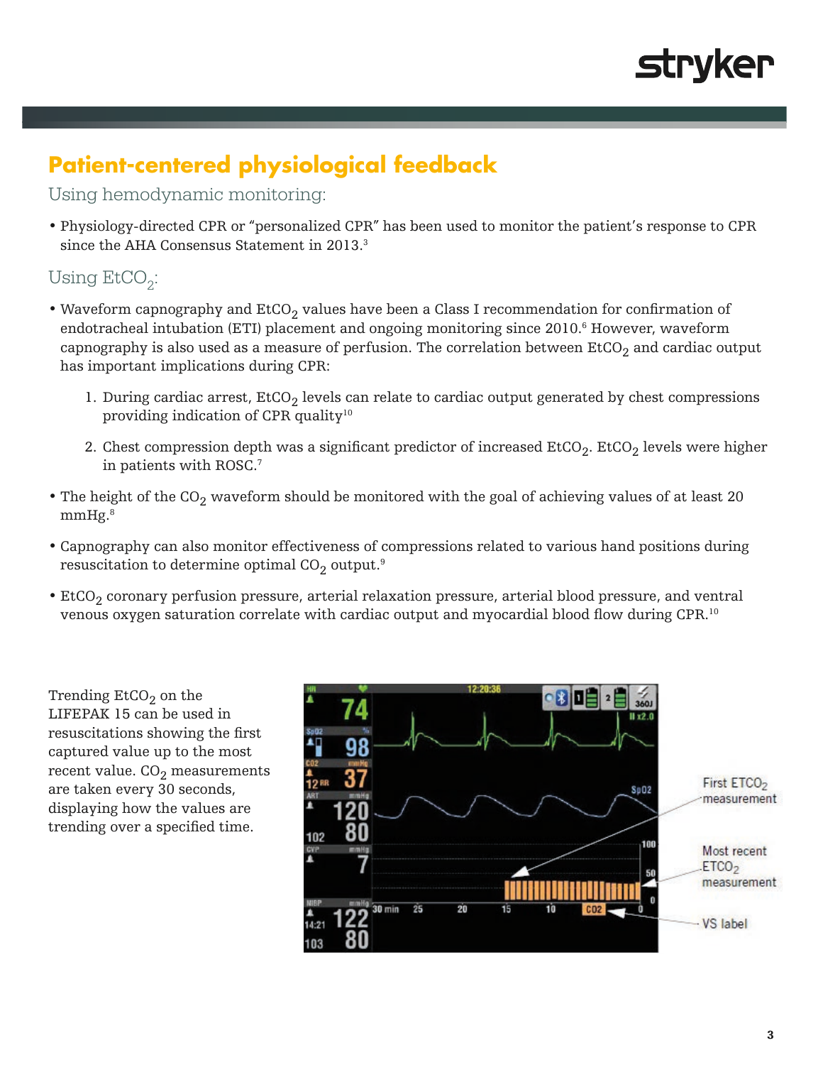## Patient-centered physiological feedback

### Using hemodynamic monitoring:

- Physiology-directed CPR or "personalized CPR" has been used to monitor the patient's response to CPR since the AHA Consensus Statement in 2013.[3]

### Using $EtCO_2$:

- Waveform capnography and $EtCO_2$ values have been a Class I recommendation for confirmation of endotracheal intubation (ETI) placement and ongoing monitoring since 2010.[6] However, waveform capnography is also used as a measure of perfusion. The correlation between $EtCO_2$ and cardiac output has important implications during CPR:
  1. During cardiac arrest, $EtCO_2$ levels can relate to cardiac output generated by chest compressions providing indication of CPR quality[10]
  2. Chest compression depth was a significant predictor of increased $EtCO_2$. $EtCO_2$ levels were higher in patients with ROSC.[7]
- The height of the $CO_2$ waveform should be monitored with the goal of achieving values of at least 20 mmHg.[8]
- Capnography can also monitor effectiveness of compressions related to various hand positions during resuscitation to determine optimal $CO_2$ output.[9]
- $EtCO_2$ coronary perfusion pressure, arterial relaxation pressure, arterial blood pressure, and ventral venous oxygen saturation correlate with cardiac output and myocardial blood flow during CPR.[10]

Trending $EtCO_2$ on the LIFEPAK 15 can be used in resuscitations showing the first captured value up to the most recent value. $CO_2$ measurements are taken every 30 seconds, displaying how the values are trending over a specified time.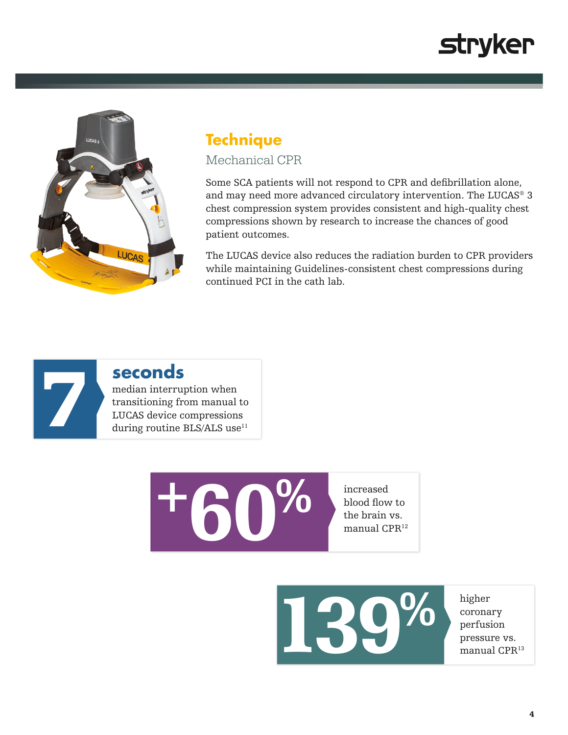## Technique

### Mechanical CPR

Some SCA patients will not respond to CPR and defibrillation alone, and may need more advanced circulatory intervention. The LUCAS® 3 chest compression system provides consistent and high-quality chest compressions shown by research to increase the chances of good patient outcomes.

The LUCAS device also reduces the radiation burden to CPR providers while maintaining Guidelines-consistent chest compressions during continued PCI in the cath lab.

**7 seconds** median interruption when transitioning from manual to LUCAS device compressions during routine BLS/ALS use[11]

**+60%** increased blood flow to the brain vs. manual CPR[12]

**139%** higher coronary perfusion pressure vs. manual CPR[13]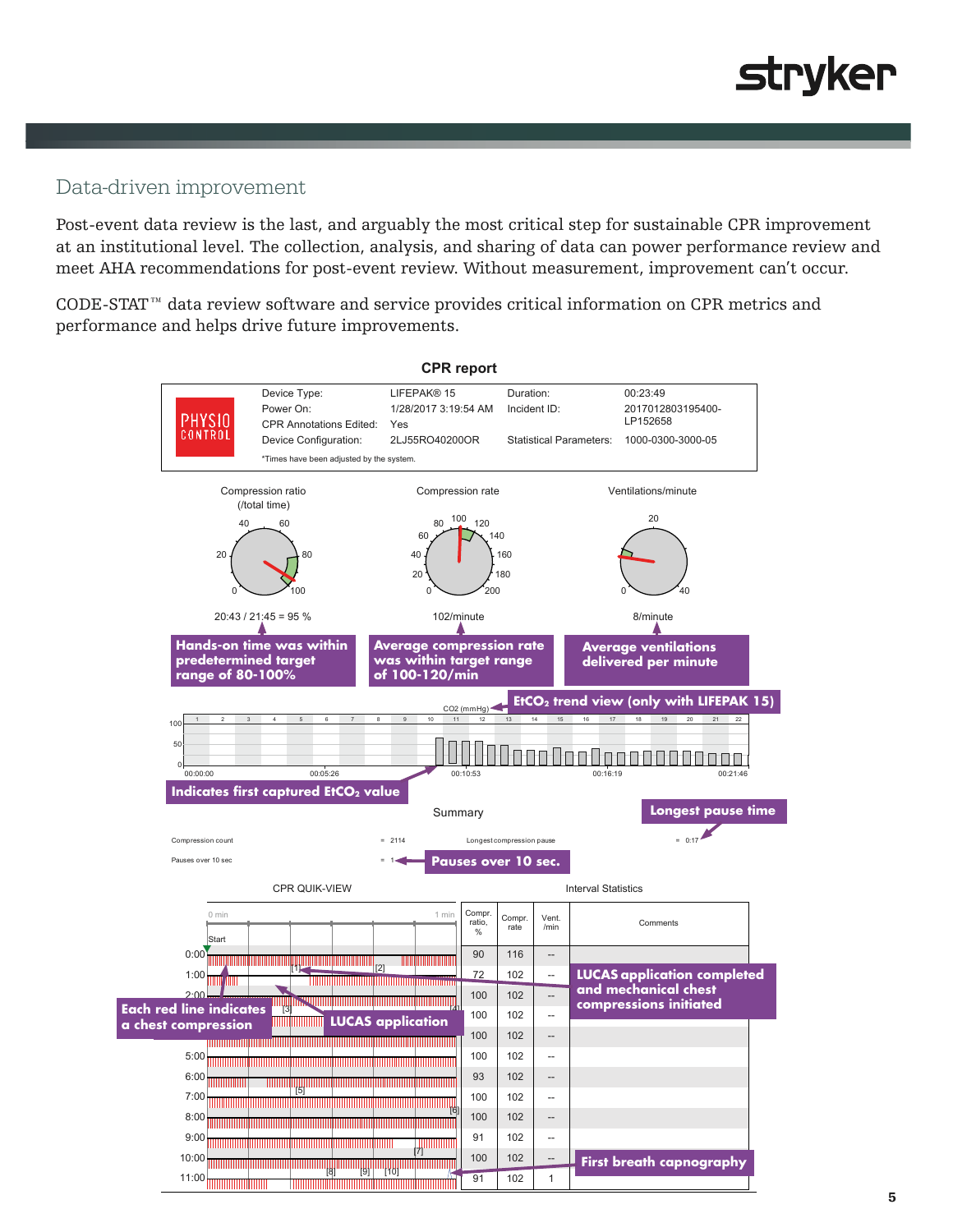## Data-driven improvement

Post-event data review is the last, and arguably the most critical step for sustainable CPR improvement at an institutional level. The collection, analysis, and sharing of data can power performance review and meet AHA recommendations for post-event review. Without measurement, improvement can't occur.

CODE-STAT™ data review software and service provides critical information on CPR metrics and performance and helps drive future improvements.

### CPR report

| | | | |
|---|---|---|---|
| Device Type: | LIFEPAK® 15 | Duration: | 00:23:49 |
| Power On: | 1/28/2017 3:19:54 AM | Incident ID: | 2017012803195400-LP152658 |
| CPR Annotations Edited: | Yes | | |
| Device Configuration: | 2LJ55RO40200OR | Statistical Parameters: | 1000-0300-3000-05 |

*Times have been adjusted by the system.

Compression ratio (/total time): 20:43 / 21:45 = 95 %

**Hands-on time was within predetermined target range of 80-100%**

Compression rate: 102/minute

**Average compression rate was within target range of 100-120/min**

Ventilations/minute: 8/minute

**Average ventilations delivered per minute**

**EtCO₂ trend view (only with LIFEPAK 15)**

**Indicates first captured EtCO₂ value**

Summary

| | | | |
|---|---|---|---|
| Compression count | = 2114 | Longest compression pause | = 0:17 |
| Pauses over 10 sec | = 1 | | |

**Longest pause time**

**Pauses over 10 sec.**

CPR QUIK-VIEW / Interval Statistics

| Time | Compr. ratio, % | Compr. rate | Vent. /min | Comments |
|---|---|---|---|---|
| 0:00 | 90 | 116 | -- | |
| 1:00 | 72 | 102 | -- | |
| 2:00 | 100 | 102 | -- | |
| 3:00 | 100 | 102 | -- | |
| 4:00 | 100 | 102 | -- | |
| 5:00 | 100 | 102 | -- | |
| 6:00 | 93 | 102 | -- | |
| 7:00 | 100 | 102 | -- | |
| 8:00 | 100 | 102 | -- | |
| 9:00 | 91 | 102 | -- | |
| 10:00 | 100 | 102 | -- | |
| 11:00 | 91 | 102 | 1 | |

**LUCAS application completed and mechanical chest compressions initiated**

**Each red line indicates a chest compression**

**LUCAS application**

**First breath capnography**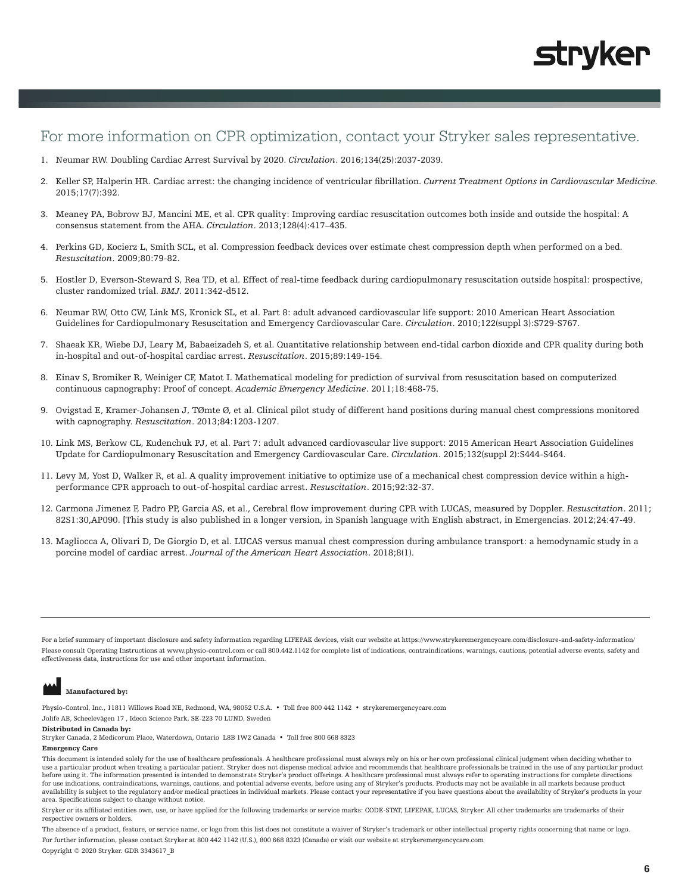## For more information on CPR optimization, contact your Stryker sales representative.

1. Neumar RW. Doubling Cardiac Arrest Survival by 2020. *Circulation*. 2016;134(25):2037-2039.
2. Keller SP, Halperin HR. Cardiac arrest: the changing incidence of ventricular fibrillation. *Current Treatment Options in Cardiovascular Medicine*. 2015;17(7):392.
3. Meaney PA, Bobrow BJ, Mancini ME, et al. CPR quality: Improving cardiac resuscitation outcomes both inside and outside the hospital: A consensus statement from the AHA. *Circulation*. 2013;128(4):417–435.
4. Perkins GD, Kocierz L, Smith SCL, et al. Compression feedback devices over estimate chest compression depth when performed on a bed. *Resuscitation*. 2009;80:79-82.
5. Hostler D, Everson-Steward S, Rea TD, et al. Effect of real-time feedback during cardiopulmonary resuscitation outside hospital: prospective, cluster randomized trial. *BMJ*. 2011:342-d512.
6. Neumar RW, Otto CW, Link MS, Kronick SL, et al. Part 8: adult advanced cardiovascular life support: 2010 American Heart Association Guidelines for Cardiopulmonary Resuscitation and Emergency Cardiovascular Care. *Circulation*. 2010;122(suppl 3):S729-S767.
7. Shaeak KR, Wiebe DJ, Leary M, Babaeizadeh S, et al. Quantitative relationship between end-tidal carbon dioxide and CPR quality during both in-hospital and out-of-hospital cardiac arrest. *Resuscitation*. 2015;89:149-154.
8. Einav S, Bromiker R, Weiniger CF, Matot I. Mathematical modeling for prediction of survival from resuscitation based on computerized continuous capnography: Proof of concept. *Academic Emergency Medicine*. 2011;18:468-75.
9. Ovigstad E, Kramer-Johansen J, TØmte Ø, et al. Clinical pilot study of different hand positions during manual chest compressions monitored with capnography. *Resuscitation*. 2013;84:1203-1207.
10. Link MS, Berkow CL, Kudenchuk PJ, et al. Part 7: adult advanced cardiovascular live support: 2015 American Heart Association Guidelines Update for Cardiopulmonary Resuscitation and Emergency Cardiovascular Care. *Circulation*. 2015;132(suppl 2):S444-S464.
11. Levy M, Yost D, Walker R, et al. A quality improvement initiative to optimize use of a mechanical chest compression device within a high-performance CPR approach to out-of-hospital cardiac arrest. *Resuscitation*. 2015;92:32-37.
12. Carmona Jimenez F, Padro PP, Garcia AS, et al., Cerebral flow improvement during CPR with LUCAS, measured by Doppler. *Resuscitation*. 2011; 82S1:30,AP090. [This study is also published in a longer version, in Spanish language with English abstract, in Emergencias. 2012;24:47-49.
13. Magliocca A, Olivari D, De Giorgio D, et al. LUCAS versus manual chest compression during ambulance transport: a hemodynamic study in a porcine model of cardiac arrest. *Journal of the American Heart Association*. 2018;8(1).

---

For a brief summary of important disclosure and safety information regarding LIFEPAK devices, visit our website at https://www.strykeremergencycare.com/disclosure-and-safety-information/

Please consult Operating Instructions at www.physio-control.com or call 800.442.1142 for complete list of indications, contraindications, warnings, cautions, potential adverse events, safety and effectiveness data, instructions for use and other important information.

**Manufactured by:**

Physio-Control, Inc., 11811 Willows Road NE, Redmond, WA, 98052 U.S.A. • Toll free 800 442 1142 • strykeremergencycare.com

Jolife AB, Scheelevägen 17 , Ideon Science Park, SE-223 70 LUND, Sweden

**Distributed in Canada by:**

Stryker Canada, 2 Medicorum Place, Waterdown, Ontario L8B 1W2 Canada • Toll free 800 668 8323

**Emergency Care**

This document is intended solely for the use of healthcare professionals. A healthcare professional must always rely on his or her own professional clinical judgment when deciding whether to use a particular product when treating a particular patient. Stryker does not dispense medical advice and recommends that healthcare professionals be trained in the use of any particular product before using it. The information presented is intended to demonstrate Stryker's product offerings. A healthcare professional must always refer to operating instructions for complete directions for use indications, contraindications, warnings, cautions, and potential adverse events, before using any of Stryker's products. Products may not be available in all markets because product availability is subject to the regulatory and/or medical practices in individual markets. Please contact your representative if you have questions about the availability of Stryker's products in your area. Specifications subject to change without notice.

Stryker or its affiliated entities own, use, or have applied for the following trademarks or service marks: CODE-STAT, LIFEPAK, LUCAS, Stryker. All other trademarks are trademarks of their respective owners or holders.

The absence of a product, feature, or service name, or logo from this list does not constitute a waiver of Stryker's trademark or other intellectual property rights concerning that name or logo.

For further information, please contact Stryker at 800 442 1142 (U.S.), 800 668 8323 (Canada) or visit our website at strykeremergencycare.com

Copyright © 2020 Stryker. GDR 3343617_B